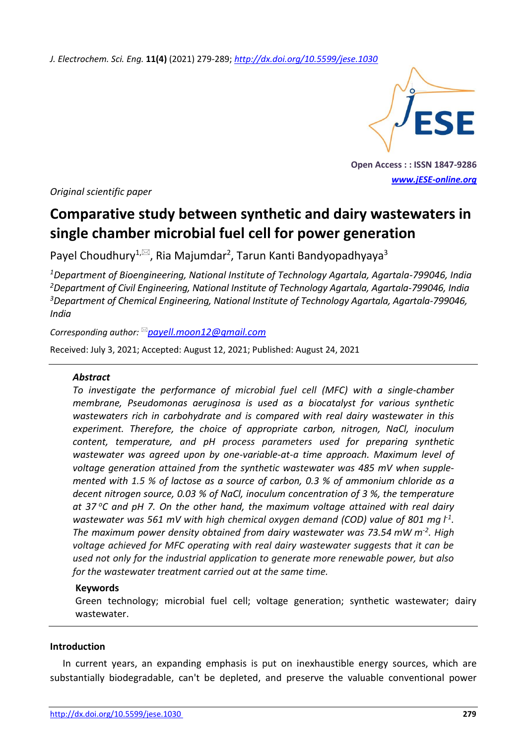*Original scientific paper*

# Comparative study between synthetic and dairy wastewaters in single chamber microbial fuel cell for power generation

Payel Choudhury[1,✉], Ria Majumdar[2], Tarun Kanti Bandyopadhyaya[3]

*[1]Department of Bioengineering, National Institute of Technology Agartala, Agartala-799046, India*
*[2]Department of Civil Engineering, National Institute of Technology Agartala, Agartala-799046, India*
*[3]Department of Chemical Engineering, National Institute of Technology Agartala, Agartala-799046, India*

*Corresponding author:* ✉payell.moon12@gmail.com

Received: July 3, 2021; Accepted: August 12, 2021; Published: August 24, 2021

### Abstract

*To investigate the performance of microbial fuel cell (MFC) with a single-chamber membrane, Pseudomonas aeruginosa is used as a biocatalyst for various synthetic wastewaters rich in carbohydrate and is compared with real dairy wastewater in this experiment. Therefore, the choice of appropriate carbon, nitrogen, NaCl, inoculum content, temperature, and pH process parameters used for preparing synthetic wastewater was agreed upon by one-variable-at-a time approach. Maximum level of voltage generation attained from the synthetic wastewater was 485 mV when supplemented with 1.5 % of lactose as a source of carbon, 0.3 % of ammonium chloride as a decent nitrogen source, 0.03 % of NaCl, inoculum concentration of 3 %, the temperature at 37 °C and pH 7. On the other hand, the maximum voltage attained with real dairy wastewater was 561 mV with high chemical oxygen demand (COD) value of 801 mg l$^{-1}$. The maximum power density obtained from dairy wastewater was 73.54 mW m$^{-2}$. High voltage achieved for MFC operating with real dairy wastewater suggests that it can be used not only for the industrial application to generate more renewable power, but also for the wastewater treatment carried out at the same time.*

### Keywords

Green technology; microbial fuel cell; voltage generation; synthetic wastewater; dairy wastewater.

## Introduction

In current years, an expanding emphasis is put on inexhaustible energy sources, which are substantially biodegradable, can't be depleted, and preserve the valuable conventional power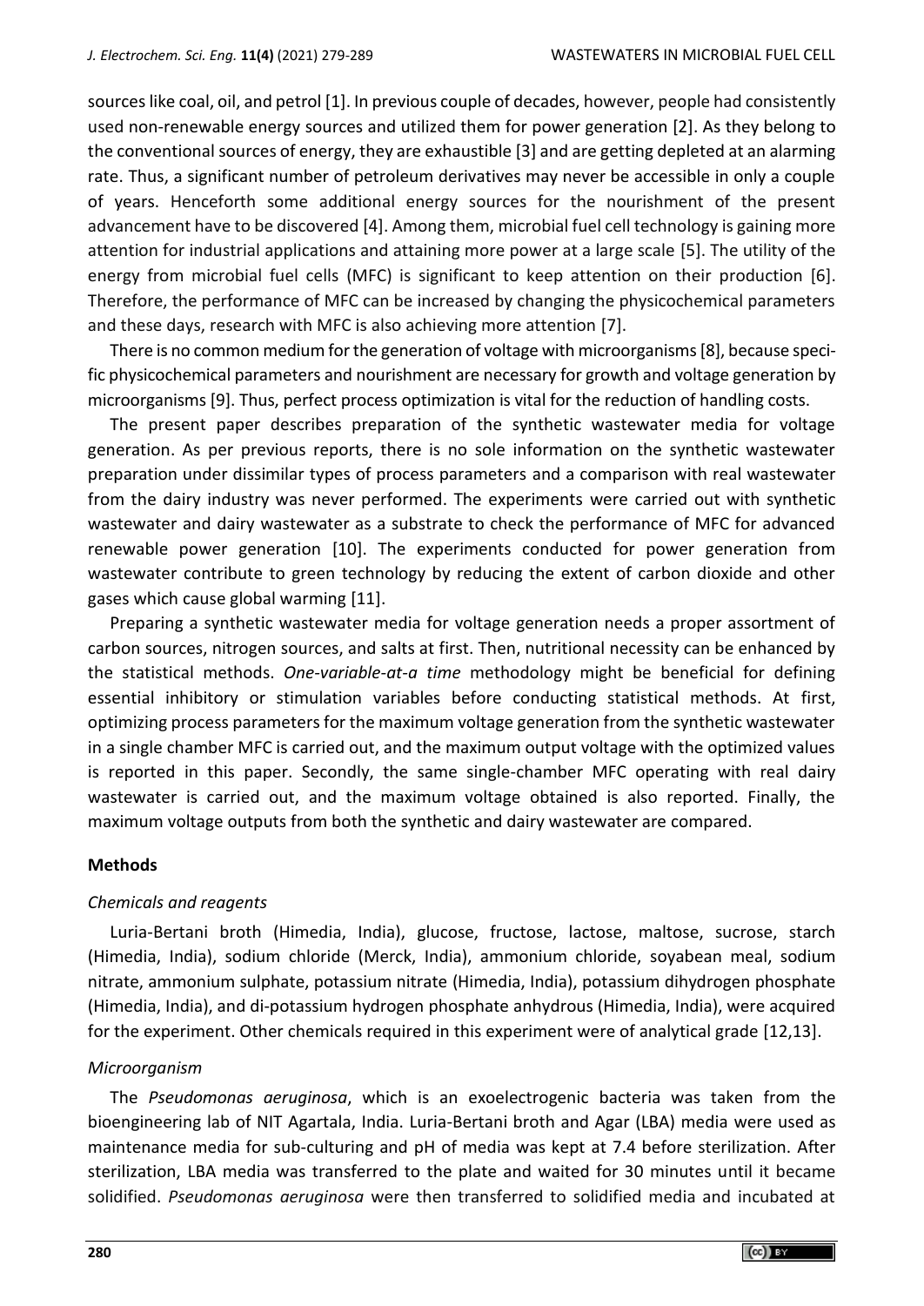sources like coal, oil, and petrol [1]. In previous couple of decades, however, people had consistently used non-renewable energy sources and utilized them for power generation [2]. As they belong to the conventional sources of energy, they are exhaustible [3] and are getting depleted at an alarming rate. Thus, a significant number of petroleum derivatives may never be accessible in only a couple of years. Henceforth some additional energy sources for the nourishment of the present advancement have to be discovered [4]. Among them, microbial fuel cell technology is gaining more attention for industrial applications and attaining more power at a large scale [5]. The utility of the energy from microbial fuel cells (MFC) is significant to keep attention on their production [6]. Therefore, the performance of MFC can be increased by changing the physicochemical parameters and these days, research with MFC is also achieving more attention [7].

There is no common medium for the generation of voltage with microorganisms [8], because specific physicochemical parameters and nourishment are necessary for growth and voltage generation by microorganisms [9]. Thus, perfect process optimization is vital for the reduction of handling costs.

The present paper describes preparation of the synthetic wastewater media for voltage generation. As per previous reports, there is no sole information on the synthetic wastewater preparation under dissimilar types of process parameters and a comparison with real wastewater from the dairy industry was never performed. The experiments were carried out with synthetic wastewater and dairy wastewater as a substrate to check the performance of MFC for advanced renewable power generation [10]. The experiments conducted for power generation from wastewater contribute to green technology by reducing the extent of carbon dioxide and other gases which cause global warming [11].

Preparing a synthetic wastewater media for voltage generation needs a proper assortment of carbon sources, nitrogen sources, and salts at first. Then, nutritional necessity can be enhanced by the statistical methods. *One-variable-at-a time* methodology might be beneficial for defining essential inhibitory or stimulation variables before conducting statistical methods. At first, optimizing process parameters for the maximum voltage generation from the synthetic wastewater in a single chamber MFC is carried out, and the maximum output voltage with the optimized values is reported in this paper. Secondly, the same single-chamber MFC operating with real dairy wastewater is carried out, and the maximum voltage obtained is also reported. Finally, the maximum voltage outputs from both the synthetic and dairy wastewater are compared.

## Methods

### *Chemicals and reagents*

Luria-Bertani broth (Himedia, India), glucose, fructose, lactose, maltose, sucrose, starch (Himedia, India), sodium chloride (Merck, India), ammonium chloride, soyabean meal, sodium nitrate, ammonium sulphate, potassium nitrate (Himedia, India), potassium dihydrogen phosphate (Himedia, India), and di-potassium hydrogen phosphate anhydrous (Himedia, India), were acquired for the experiment. Other chemicals required in this experiment were of analytical grade [12,13].

### *Microorganism*

The *Pseudomonas aeruginosa*, which is an exoelectrogenic bacteria was taken from the bioengineering lab of NIT Agartala, India. Luria-Bertani broth and Agar (LBA) media were used as maintenance media for sub-culturing and pH of media was kept at 7.4 before sterilization. After sterilization, LBA media was transferred to the plate and waited for 30 minutes until it became solidified. *Pseudomonas aeruginosa* were then transferred to solidified media and incubated at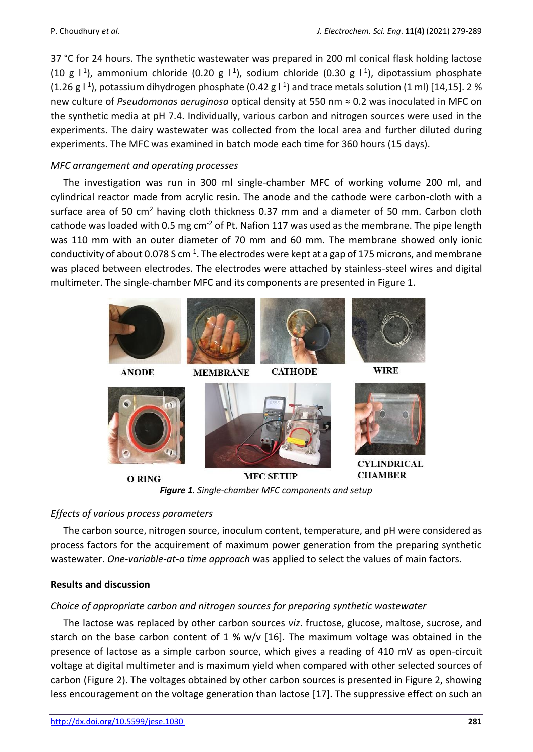37 °C for 24 hours. The synthetic wastewater was prepared in 200 ml conical flask holding lactose (10 g $l^{-1}$), ammonium chloride (0.20 g $l^{-1}$), sodium chloride (0.30 g $l^{-1}$), dipotassium phosphate (1.26 g $l^{-1}$), potassium dihydrogen phosphate (0.42 g $l^{-1}$) and trace metals solution (1 ml) [14,15]. 2 % new culture of *Pseudomonas aeruginosa* optical density at 550 nm ≈ 0.2 was inoculated in MFC on the synthetic media at pH 7.4. Individually, various carbon and nitrogen sources were used in the experiments. The dairy wastewater was collected from the local area and further diluted during experiments. The MFC was examined in batch mode each time for 360 hours (15 days).

*MFC arrangement and operating processes*

The investigation was run in 300 ml single-chamber MFC of working volume 200 ml, and cylindrical reactor made from acrylic resin. The anode and the cathode were carbon-cloth with a surface area of 50 $cm^2$ having cloth thickness 0.37 mm and a diameter of 50 mm. Carbon cloth cathode was loaded with 0.5 mg $cm^{-2}$ of Pt. Nafion 117 was used as the membrane. The pipe length was 110 mm with an outer diameter of 70 mm and 60 mm. The membrane showed only ionic conductivity of about 0.078 S $cm^{-1}$. The electrodes were kept at a gap of 175 microns, and membrane was placed between electrodes. The electrodes were attached by stainless-steel wires and digital multimeter. The single-chamber MFC and its components are presented in Figure 1.

ANODE MEMBRANE CATHODE WIRE

O RING MFC SETUP CYLINDRICAL CHAMBER

***Figure 1**. Single-chamber MFC components and setup*

*Effects of various process parameters*

The carbon source, nitrogen source, inoculum content, temperature, and pH were considered as process factors for the acquirement of maximum power generation from the preparing synthetic wastewater. *One-variable-at-a time approach* was applied to select the values of main factors.

## Results and discussion

*Choice of appropriate carbon and nitrogen sources for preparing synthetic wastewater*

The lactose was replaced by other carbon sources *viz*. fructose, glucose, maltose, sucrose, and starch on the base carbon content of 1 % w/v [16]. The maximum voltage was obtained in the presence of lactose as a simple carbon source, which gives a reading of 410 mV as open-circuit voltage at digital multimeter and is maximum yield when compared with other selected sources of carbon (Figure 2). The voltages obtained by other carbon sources is presented in Figure 2, showing less encouragement on the voltage generation than lactose [17]. The suppressive effect on such an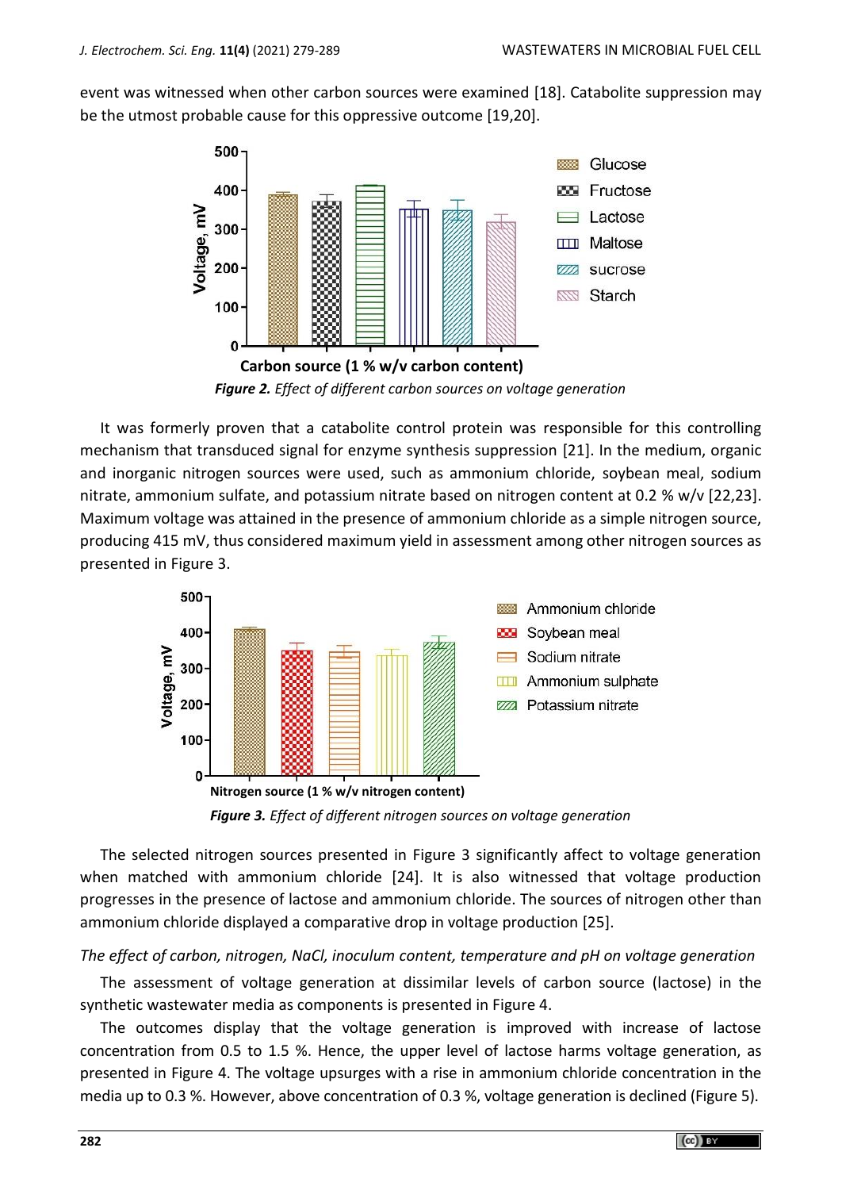event was witnessed when other carbon sources were examined [18]. Catabolite suppression may be the utmost probable cause for this oppressive outcome [19,20].

*Figure 2. Effect of different carbon sources on voltage generation*

It was formerly proven that a catabolite control protein was responsible for this controlling mechanism that transduced signal for enzyme synthesis suppression [21]. In the medium, organic and inorganic nitrogen sources were used, such as ammonium chloride, soybean meal, sodium nitrate, ammonium sulfate, and potassium nitrate based on nitrogen content at 0.2 % w/v [22,23]. Maximum voltage was attained in the presence of ammonium chloride as a simple nitrogen source, producing 415 mV, thus considered maximum yield in assessment among other nitrogen sources as presented in Figure 3.

*Figure 3. Effect of different nitrogen sources on voltage generation*

The selected nitrogen sources presented in Figure 3 significantly affect to voltage generation when matched with ammonium chloride [24]. It is also witnessed that voltage production progresses in the presence of lactose and ammonium chloride. The sources of nitrogen other than ammonium chloride displayed a comparative drop in voltage production [25].

*The effect of carbon, nitrogen, NaCl, inoculum content, temperature and pH on voltage generation*

The assessment of voltage generation at dissimilar levels of carbon source (lactose) in the synthetic wastewater media as components is presented in Figure 4.

The outcomes display that the voltage generation is improved with increase of lactose concentration from 0.5 to 1.5 %. Hence, the upper level of lactose harms voltage generation, as presented in Figure 4. The voltage upsurges with a rise in ammonium chloride concentration in the media up to 0.3 %. However, above concentration of 0.3 %, voltage generation is declined (Figure 5).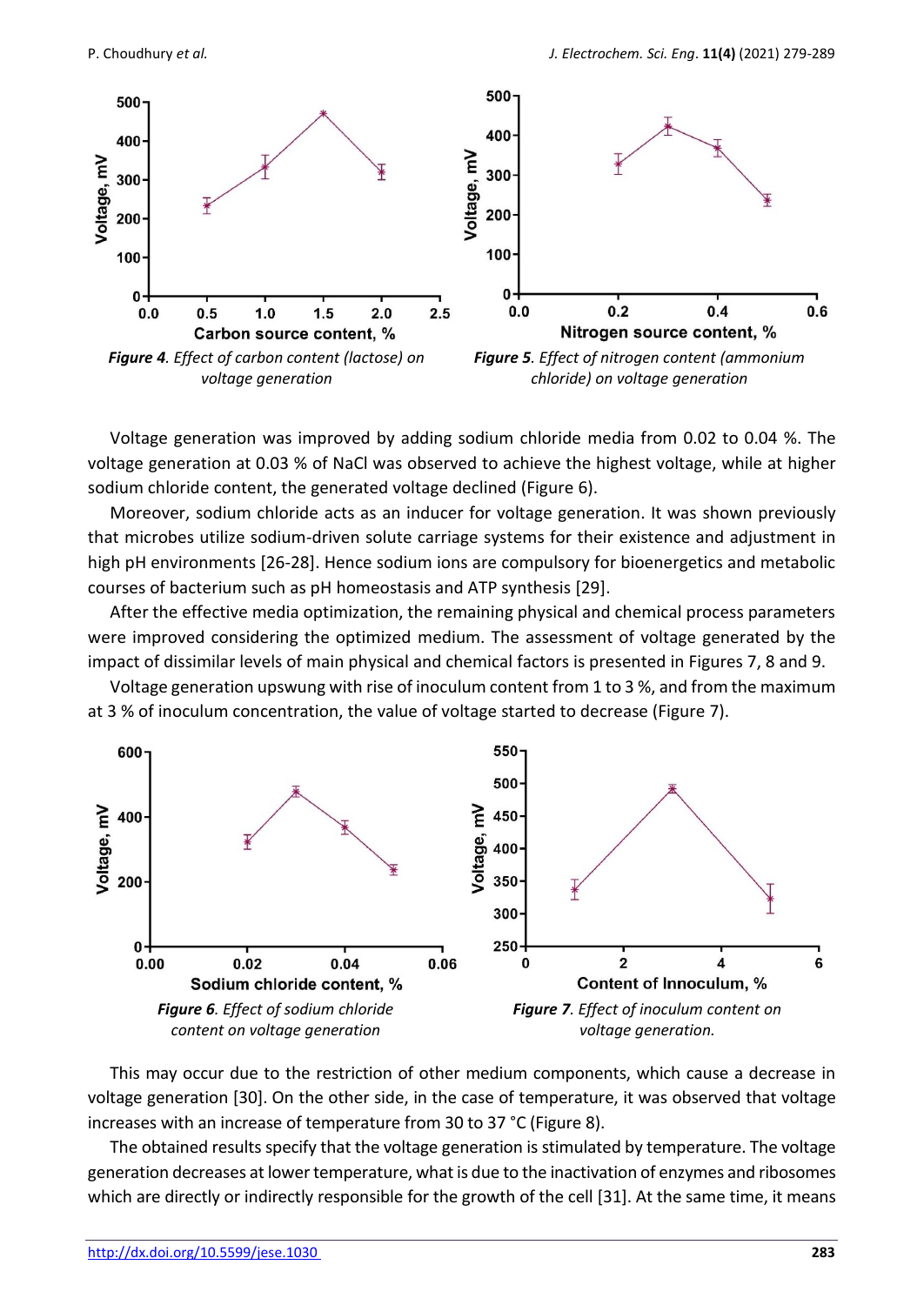*Figure 4*. Effect of carbon content (lactose) on voltage generation

*Figure 5*. Effect of nitrogen content (ammonium chloride) on voltage generation

Voltage generation was improved by adding sodium chloride media from 0.02 to 0.04 %. The voltage generation at 0.03 % of NaCl was observed to achieve the highest voltage, while at higher sodium chloride content, the generated voltage declined (Figure 6).

Moreover, sodium chloride acts as an inducer for voltage generation. It was shown previously that microbes utilize sodium-driven solute carriage systems for their existence and adjustment in high pH environments [26-28]. Hence sodium ions are compulsory for bioenergetics and metabolic courses of bacterium such as pH homeostasis and ATP synthesis [29].

After the effective media optimization, the remaining physical and chemical process parameters were improved considering the optimized medium. The assessment of voltage generated by the impact of dissimilar levels of main physical and chemical factors is presented in Figures 7, 8 and 9.

Voltage generation upswung with rise of inoculum content from 1 to 3 %, and from the maximum at 3 % of inoculum concentration, the value of voltage started to decrease (Figure 7).

*Figure 6*. Effect of sodium chloride content on voltage generation

*Figure 7*. Effect of inoculum content on voltage generation.

This may occur due to the restriction of other medium components, which cause a decrease in voltage generation [30]. On the other side, in the case of temperature, it was observed that voltage increases with an increase of temperature from 30 to 37 °C (Figure 8).

The obtained results specify that the voltage generation is stimulated by temperature. The voltage generation decreases at lower temperature, what is due to the inactivation of enzymes and ribosomes which are directly or indirectly responsible for the growth of the cell [31]. At the same time, it means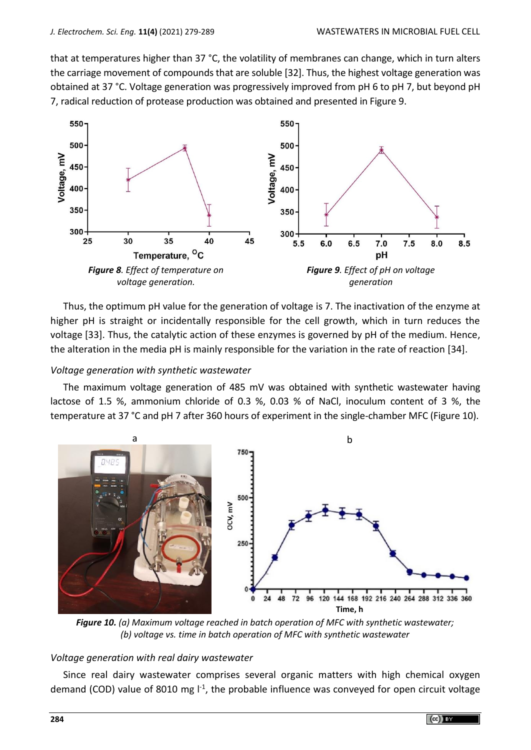that at temperatures higher than 37 °C, the volatility of membranes can change, which in turn alters the carriage movement of compounds that are soluble [32]. Thus, the highest voltage generation was obtained at 37 °C. Voltage generation was progressively improved from pH 6 to pH 7, but beyond pH 7, radical reduction of protease production was obtained and presented in Figure 9.

***Figure 8**. Effect of temperature on voltage generation.*

***Figure 9**. Effect of pH on voltage generation*

Thus, the optimum pH value for the generation of voltage is 7. The inactivation of the enzyme at higher pH is straight or incidentally responsible for the cell growth, which in turn reduces the voltage [33]. Thus, the catalytic action of these enzymes is governed by pH of the medium. Hence, the alteration in the media pH is mainly responsible for the variation in the rate of reaction [34].

*Voltage generation with synthetic wastewater*

The maximum voltage generation of 485 mV was obtained with synthetic wastewater having lactose of 1.5 %, ammonium chloride of 0.3 %, 0.03 % of NaCl, inoculum content of 3 %, the temperature at 37 °C and pH 7 after 360 hours of experiment in the single-chamber MFC (Figure 10).

***Figure 10.** (a) Maximum voltage reached in batch operation of MFC with synthetic wastewater; (b) voltage vs. time in batch operation of MFC with synthetic wastewater*

*Voltage generation with real dairy wastewater*

Since real dairy wastewater comprises several organic matters with high chemical oxygen demand (COD) value of 8010 mg $l^{-1}$, the probable influence was conveyed for open circuit voltage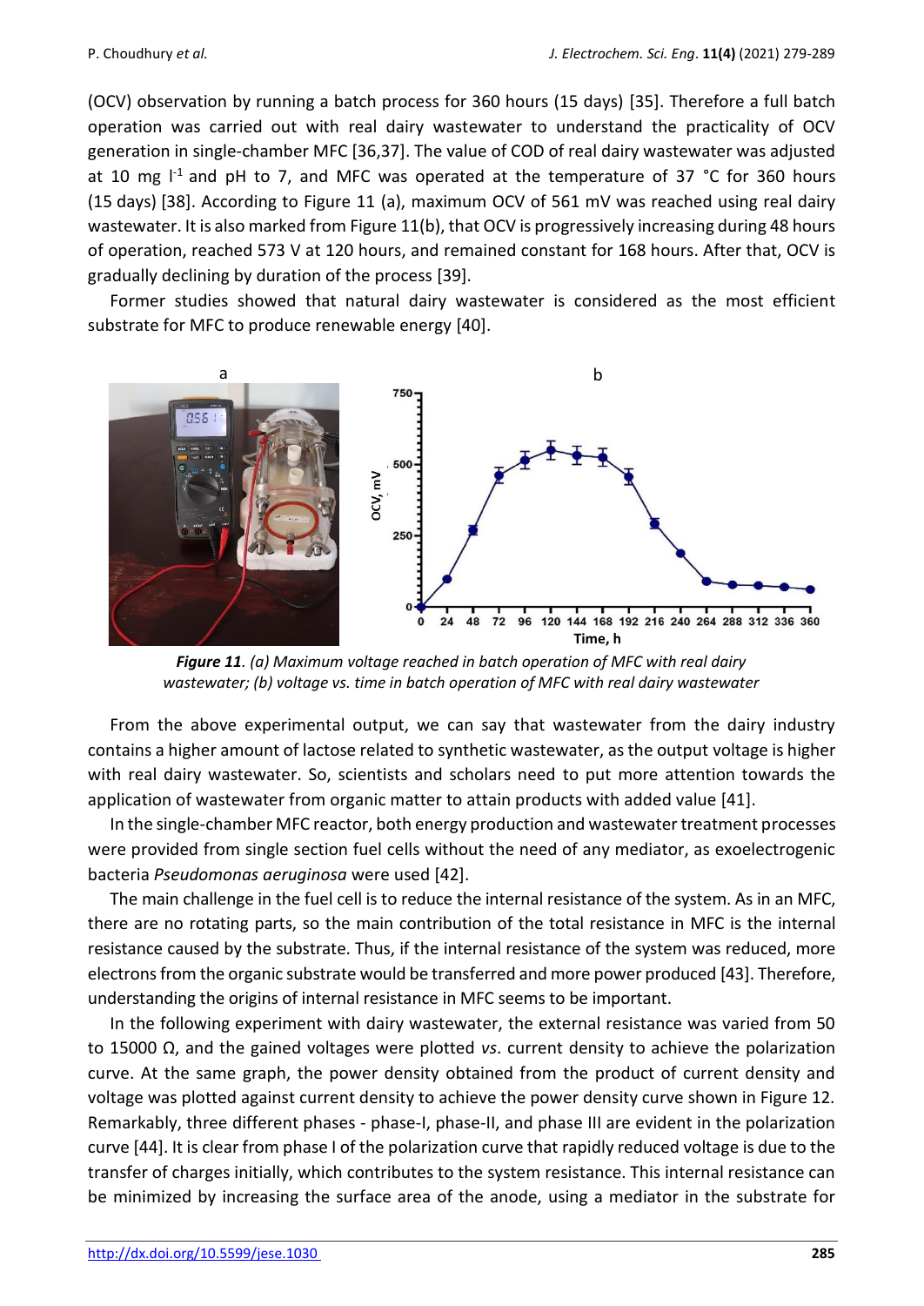(OCV) observation by running a batch process for 360 hours (15 days) [35]. Therefore a full batch operation was carried out with real dairy wastewater to understand the practicality of OCV generation in single-chamber MFC [36,37]. The value of COD of real dairy wastewater was adjusted at 10 mg $l^{-1}$ and pH to 7, and MFC was operated at the temperature of 37 °C for 360 hours (15 days) [38]. According to Figure 11 (a), maximum OCV of 561 mV was reached using real dairy wastewater. It is also marked from Figure 11(b), that OCV is progressively increasing during 48 hours of operation, reached 573 V at 120 hours, and remained constant for 168 hours. After that, OCV is gradually declining by duration of the process [39].

Former studies showed that natural dairy wastewater is considered as the most efficient substrate for MFC to produce renewable energy [40].

***Figure 11**. (a) Maximum voltage reached in batch operation of MFC with real dairy wastewater; (b) voltage vs. time in batch operation of MFC with real dairy wastewater*

From the above experimental output, we can say that wastewater from the dairy industry contains a higher amount of lactose related to synthetic wastewater, as the output voltage is higher with real dairy wastewater. So, scientists and scholars need to put more attention towards the application of wastewater from organic matter to attain products with added value [41].

In the single-chamber MFC reactor, both energy production and wastewater treatment processes were provided from single section fuel cells without the need of any mediator, as exoelectrogenic bacteria *Pseudomonas aeruginosa* were used [42].

The main challenge in the fuel cell is to reduce the internal resistance of the system. As in an MFC, there are no rotating parts, so the main contribution of the total resistance in MFC is the internal resistance caused by the substrate. Thus, if the internal resistance of the system was reduced, more electrons from the organic substrate would be transferred and more power produced [43]. Therefore, understanding the origins of internal resistance in MFC seems to be important.

In the following experiment with dairy wastewater, the external resistance was varied from 50 to 15000 Ω, and the gained voltages were plotted *vs*. current density to achieve the polarization curve. At the same graph, the power density obtained from the product of current density and voltage was plotted against current density to achieve the power density curve shown in Figure 12. Remarkably, three different phases - phase-I, phase-II, and phase III are evident in the polarization curve [44]. It is clear from phase I of the polarization curve that rapidly reduced voltage is due to the transfer of charges initially, which contributes to the system resistance. This internal resistance can be minimized by increasing the surface area of the anode, using a mediator in the substrate for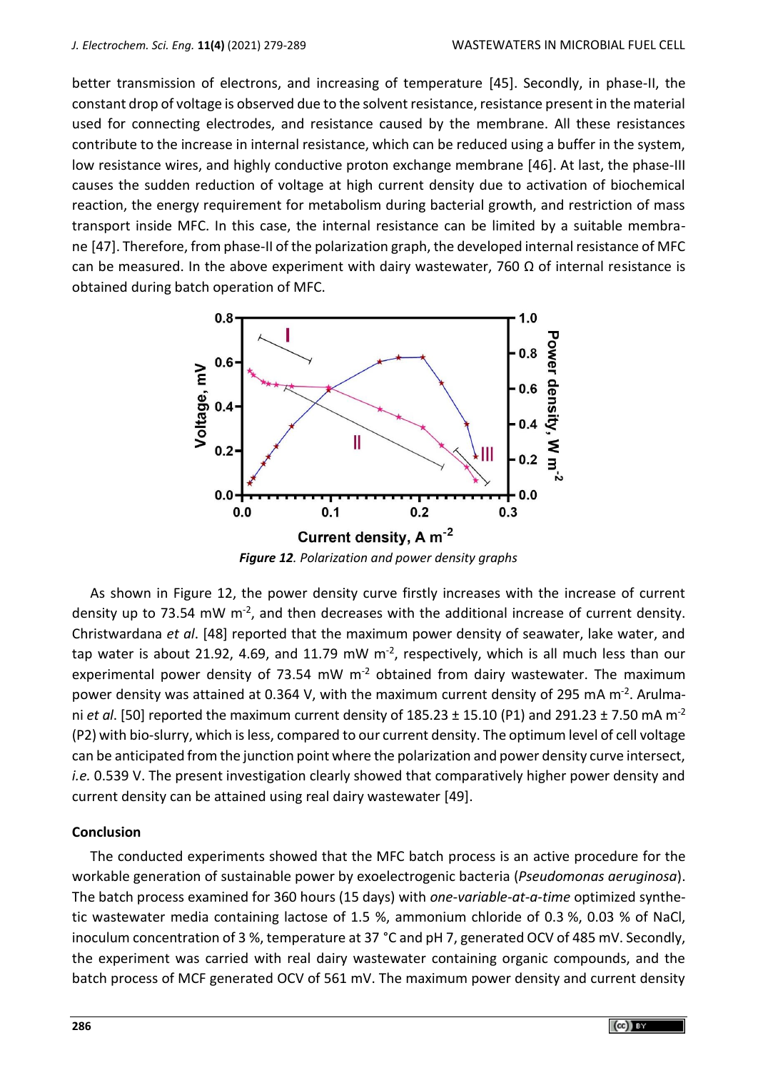better transmission of electrons, and increasing of temperature [45]. Secondly, in phase-II, the constant drop of voltage is observed due to the solvent resistance, resistance present in the material used for connecting electrodes, and resistance caused by the membrane. All these resistances contribute to the increase in internal resistance, which can be reduced using a buffer in the system, low resistance wires, and highly conductive proton exchange membrane [46]. At last, the phase-III causes the sudden reduction of voltage at high current density due to activation of biochemical reaction, the energy requirement for metabolism during bacterial growth, and restriction of mass transport inside MFC. In this case, the internal resistance can be limited by a suitable membrane [47]. Therefore, from phase-II of the polarization graph, the developed internal resistance of MFC can be measured. In the above experiment with dairy wastewater, 760 Ω of internal resistance is obtained during batch operation of MFC.

***Figure 12**. Polarization and power density graphs*

As shown in Figure 12, the power density curve firstly increases with the increase of current density up to 73.54 mW m$^{-2}$, and then decreases with the additional increase of current density. Christwardana *et al*. [48] reported that the maximum power density of seawater, lake water, and tap water is about 21.92, 4.69, and 11.79 mW m$^{-2}$, respectively, which is all much less than our experimental power density of 73.54 mW m$^{-2}$ obtained from dairy wastewater. The maximum power density was attained at 0.364 V, with the maximum current density of 295 mA m$^{-2}$. Arulmani *et al*. [50] reported the maximum current density of 185.23 ± 15.10 (P1) and 291.23 ± 7.50 mA m$^{-2}$ (P2) with bio-slurry, which is less, compared to our current density. The optimum level of cell voltage can be anticipated from the junction point where the polarization and power density curve intersect, *i.e.* 0.539 V. The present investigation clearly showed that comparatively higher power density and current density can be attained using real dairy wastewater [49].

## Conclusion

The conducted experiments showed that the MFC batch process is an active procedure for the workable generation of sustainable power by exoelectrogenic bacteria (*Pseudomonas aeruginosa*). The batch process examined for 360 hours (15 days) with *one-variable-at-a-time* optimized synthetic wastewater media containing lactose of 1.5 %, ammonium chloride of 0.3 %, 0.03 % of NaCl, inoculum concentration of 3 %, temperature at 37 °C and pH 7, generated OCV of 485 mV. Secondly, the experiment was carried with real dairy wastewater containing organic compounds, and the batch process of MCF generated OCV of 561 mV. The maximum power density and current density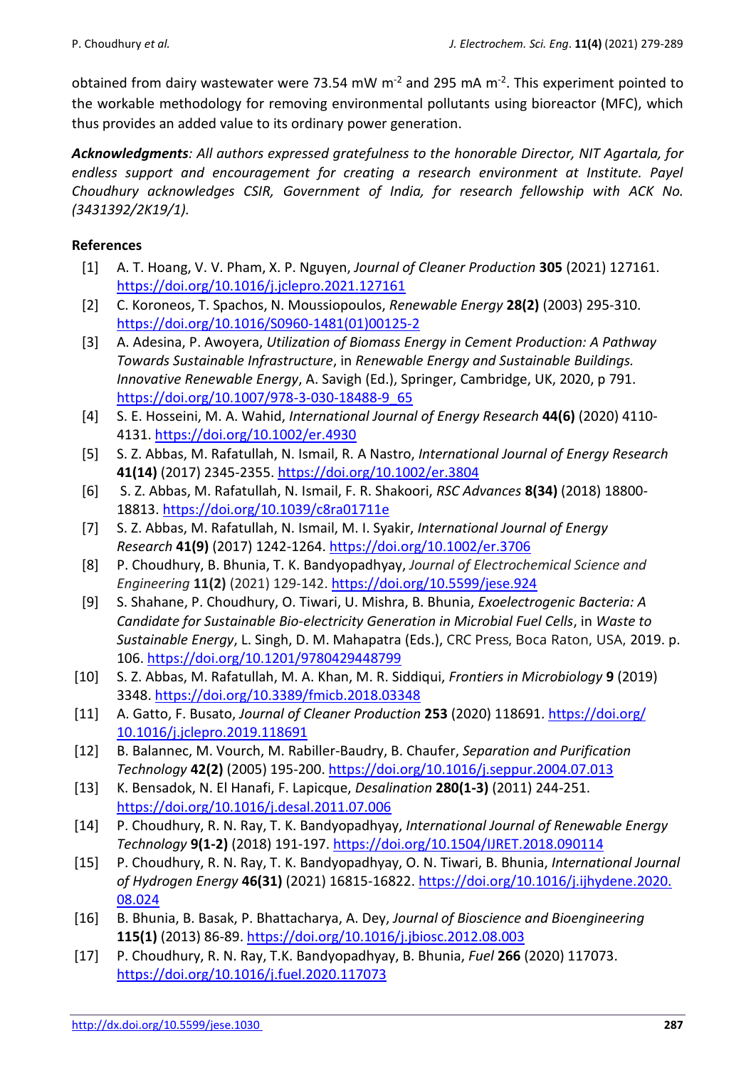obtained from dairy wastewater were 73.54 mW $m^{-2}$ and 295 mA $m^{-2}$. This experiment pointed to the workable methodology for removing environmental pollutants using bioreactor (MFC), which thus provides an added value to its ordinary power generation.

***Acknowledgments**: All authors expressed gratefulness to the honorable Director, NIT Agartala, for endless support and encouragement for creating a research environment at Institute. Payel Choudhury acknowledges CSIR, Government of India, for research fellowship with ACK No. (3431392/2K19/1).*

## References

[1] A. T. Hoang, V. V. Pham, X. P. Nguyen, *Journal of Cleaner Production* **305** (2021) 127161. https://doi.org/10.1016/j.jclepro.2021.127161

[2] C. Koroneos, T. Spachos, N. Moussiopoulos, *Renewable Energy* **28(2)** (2003) 295-310. https://doi.org/10.1016/S0960-1481(01)00125-2

[3] A. Adesina, P. Awoyera, *Utilization of Biomass Energy in Cement Production: A Pathway Towards Sustainable Infrastructure*, in *Renewable Energy and Sustainable Buildings. Innovative Renewable Energy*, A. Savigh (Ed.), Springer, Cambridge, UK, 2020, p 791. https://doi.org/10.1007/978-3-030-18488-9_65

[4] S. E. Hosseini, M. A. Wahid, *International Journal of Energy Research* **44(6)** (2020) 4110-4131. https://doi.org/10.1002/er.4930

[5] S. Z. Abbas, M. Rafatullah, N. Ismail, R. A Nastro, *International Journal of Energy Research* **41(14)** (2017) 2345-2355. https://doi.org/10.1002/er.3804

[6] S. Z. Abbas, M. Rafatullah, N. Ismail, F. R. Shakoori, *RSC Advances* **8(34)** (2018) 18800-18813. https://doi.org/10.1039/c8ra01711e

[7] S. Z. Abbas, M. Rafatullah, N. Ismail, M. I. Syakir, *International Journal of Energy Research* **41(9)** (2017) 1242-1264. https://doi.org/10.1002/er.3706

[8] P. Choudhury, B. Bhunia, T. K. Bandyopadhyay, *Journal of Electrochemical Science and Engineering* **11(2)** (2021) 129-142. https://doi.org/10.5599/jese.924

[9] S. Shahane, P. Choudhury, O. Tiwari, U. Mishra, B. Bhunia, *Exoelectrogenic Bacteria: A Candidate for Sustainable Bio-electricity Generation in Microbial Fuel Cells*, in *Waste to Sustainable Energy*, L. Singh, D. M. Mahapatra (Eds.), CRC Press, Boca Raton, USA, 2019. p. 106. https://doi.org/10.1201/9780429448799

[10] S. Z. Abbas, M. Rafatullah, M. A. Khan, M. R. Siddiqui, *Frontiers in Microbiology* **9** (2019) 3348. https://doi.org/10.3389/fmicb.2018.03348

[11] A. Gatto, F. Busato, *Journal of Cleaner Production* **253** (2020) 118691. https://doi.org/10.1016/j.jclepro.2019.118691

[12] B. Balannec, M. Vourch, M. Rabiller-Baudry, B. Chaufer, *Separation and Purification Technology* **42(2)** (2005) 195-200. https://doi.org/10.1016/j.seppur.2004.07.013

[13] K. Bensadok, N. El Hanafi, F. Lapicque, *Desalination* **280(1-3)** (2011) 244-251. https://doi.org/10.1016/j.desal.2011.07.006

[14] P. Choudhury, R. N. Ray, T. K. Bandyopadhyay, *International Journal of Renewable Energy Technology* **9(1-2)** (2018) 191-197. https://doi.org/10.1504/IJRET.2018.090114

[15] P. Choudhury, R. N. Ray, T. K. Bandyopadhyay, O. N. Tiwari, B. Bhunia, *International Journal of Hydrogen Energy* **46(31)** (2021) 16815-16822. https://doi.org/10.1016/j.ijhydene.2020.08.024

[16] B. Bhunia, B. Basak, P. Bhattacharya, A. Dey, *Journal of Bioscience and Bioengineering* **115(1)** (2013) 86-89. https://doi.org/10.1016/j.jbiosc.2012.08.003

[17] P. Choudhury, R. N. Ray, T.K. Bandyopadhyay, B. Bhunia, *Fuel* **266** (2020) 117073. https://doi.org/10.1016/j.fuel.2020.117073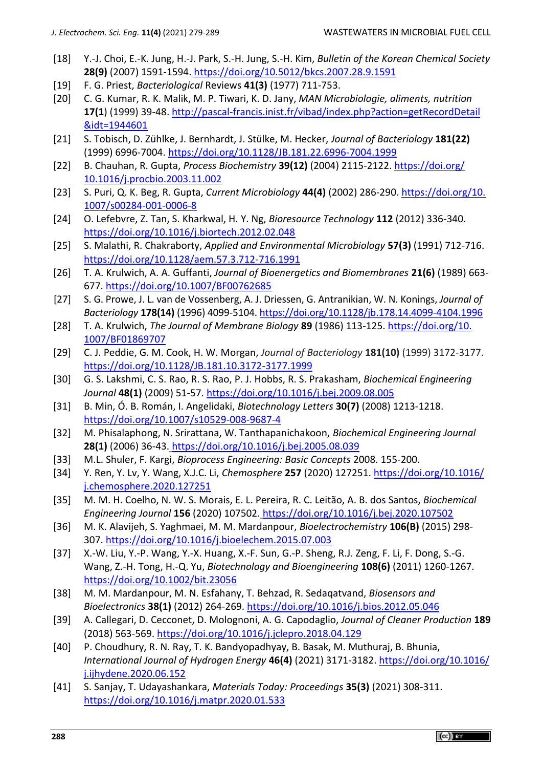[18] Y.-J. Choi, E.-K. Jung, H.-J. Park, S.-H. Jung, S.-H. Kim, *Bulletin of the Korean Chemical Society* **28(9)** (2007) 1591-1594. https://doi.org/10.5012/bkcs.2007.28.9.1591

[19] F. G. Priest, *Bacteriological* Reviews **41(3)** (1977) 711-753.

[20] C. G. Kumar, R. K. Malik, M. P. Tiwari, K. D. Jany, *MAN Microbiologie, aliments, nutrition* **17(1**) (1999) 39-48. http://pascal-francis.inist.fr/vibad/index.php?action=getRecordDetail&idt=1944601

[21] S. Tobisch, D. Zühlke, J. Bernhardt, J. Stülke, M. Hecker, *Journal of Bacteriology* **181(22)** (1999) 6996-7004. https://doi.org/10.1128/JB.181.22.6996-7004.1999

[22] B. Chauhan, R. Gupta, *Process Biochemistry* **39(12)** (2004) 2115-2122. https://doi.org/10.1016/j.procbio.2003.11.002

[23] S. Puri, Q. K. Beg, R. Gupta, *Current Microbiology* **44(4)** (2002) 286-290. https://doi.org/10.1007/s00284-001-0006-8

[24] O. Lefebvre, Z. Tan, S. Kharkwal, H. Y. Ng, *Bioresource Technology* **112** (2012) 336-340. https://doi.org/10.1016/j.biortech.2012.02.048

[25] S. Malathi, R. Chakraborty, *Applied and Environmental Microbiology* **57(3)** (1991) 712-716. https://doi.org/10.1128/aem.57.3.712-716.1991

[26] T. A. Krulwich, A. A. Guffanti, *Journal of Bioenergetics and Biomembranes* **21(6)** (1989) 663-677. https://doi.org/10.1007/BF00762685

[27] S. G. Prowe, J. L. van de Vossenberg, A. J. Driessen, G. Antranikian, W. N. Konings, *Journal of Bacteriology* **178(14)** (1996) 4099-5104. https://doi.org/10.1128/jb.178.14.4099-4104.1996

[28] T. A. Krulwich, *The Journal of Membrane Biology* **89** (1986) 113-125. https://doi.org/10.1007/BF01869707

[29] C. J. Peddie, G. M. Cook, H. W. Morgan, *Journal of Bacteriology* **181(10)** (1999) 3172-3177. https://doi.org/10.1128/JB.181.10.3172-3177.1999

[30] G. S. Lakshmi, C. S. Rao, R. S. Rao, P. J. Hobbs, R. S. Prakasham, *Biochemical Engineering Journal* **48(1)** (2009) 51-57. https://doi.org/10.1016/j.bej.2009.08.005

[31] B. Min, Ó. B. Román, I. Angelidaki, *Biotechnology Letters* **30(7)** (2008) 1213-1218. https://doi.org/10.1007/s10529-008-9687-4

[32] M. Phisalaphong, N. Srirattana, W. Tanthapanichakoon, *Biochemical Engineering Journal* **28(1)** (2006) 36-43. https://doi.org/10.1016/j.bej.2005.08.039

[33] M.L. Shuler, F. Kargi, *Bioprocess Engineering: Basic Concepts* 2008. 155-200.

[34] Y. Ren, Y. Lv, Y. Wang, X.J.C. Li, *Chemosphere* **257** (2020) 127251. https://doi.org/10.1016/j.chemosphere.2020.127251

[35] M. M. H. Coelho, N. W. S. Morais, E. L. Pereira, R. C. Leitão, A. B. dos Santos, *Biochemical Engineering Journal* **156** (2020) 107502. https://doi.org/10.1016/j.bej.2020.107502

[36] M. K. Alavijeh, S. Yaghmaei, M. M. Mardanpour, *Bioelectrochemistry* **106(B)** (2015) 298-307. https://doi.org/10.1016/j.bioelechem.2015.07.003

[37] X.-W. Liu, Y.-P. Wang, Y.-X. Huang, X.-F. Sun, G.-P. Sheng, R.J. Zeng, F. Li, F. Dong, S.-G. Wang, Z.-H. Tong, H.-Q. Yu, *Biotechnology and Bioengineering* **108(6)** (2011) 1260-1267. https://doi.org/10.1002/bit.23056

[38] M. M. Mardanpour, M. N. Esfahany, T. Behzad, R. Sedaqatvand, *Biosensors and Bioelectronics* **38(1)** (2012) 264-269. https://doi.org/10.1016/j.bios.2012.05.046

[39] A. Callegari, D. Cecconet, D. Molognoni, A. G. Capodaglio, *Journal of Cleaner Production* **189** (2018) 563-569. https://doi.org/10.1016/j.jclepro.2018.04.129

[40] P. Choudhury, R. N. Ray, T. K. Bandyopadhyay, B. Basak, M. Muthuraj, B. Bhunia, *International Journal of Hydrogen Energy* **46(4)** (2021) 3171-3182. https://doi.org/10.1016/j.ijhydene.2020.06.152

[41] S. Sanjay, T. Udayashankara, *Materials Today: Proceedings* **35(3)** (2021) 308-311. https://doi.org/10.1016/j.matpr.2020.01.533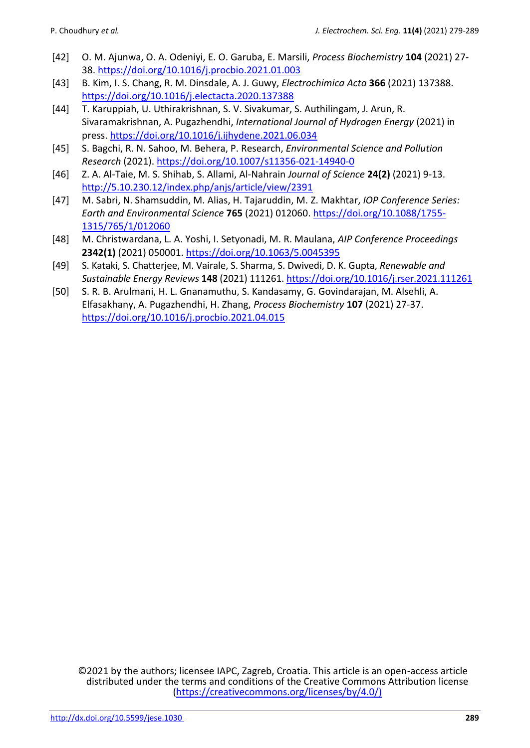[42] O. M. Ajunwa, O. A. Odeniyi, E. O. Garuba, E. Marsili, *Process Biochemistry* **104** (2021) 27-38. https://doi.org/10.1016/j.procbio.2021.01.003

[43] B. Kim, I. S. Chang, R. M. Dinsdale, A. J. Guwy, *Electrochimica Acta* **366** (2021) 137388. https://doi.org/10.1016/j.electacta.2020.137388

[44] T. Karuppiah, U. Uthirakrishnan, S. V. Sivakumar, S. Authilingam, J. Arun, R. Sivaramakrishnan, A. Pugazhendhi, *International Journal of Hydrogen Energy* (2021) in press. https://doi.org/10.1016/j.ijhydene.2021.06.034

[45] S. Bagchi, R. N. Sahoo, M. Behera, P. Research, *Environmental Science and Pollution Research* (2021). https://doi.org/10.1007/s11356-021-14940-0

[46] Z. A. Al-Taie, M. S. Shihab, S. Allami, Al-Nahrain *Journal of Science* **24(2)** (2021) 9-13. http://5.10.230.12/index.php/anjs/article/view/2391

[47] M. Sabri, N. Shamsuddin, M. Alias, H. Tajaruddin, M. Z. Makhtar, *IOP Conference Series: Earth and Environmental Science* **765** (2021) 012060. https://doi.org/10.1088/1755-1315/765/1/012060

[48] M. Christwardana, L. A. Yoshi, I. Setyonadi, M. R. Maulana, *AIP Conference Proceedings* **2342(1)** (2021) 050001. https://doi.org/10.1063/5.0045395

[49] S. Kataki, S. Chatterjee, M. Vairale, S. Sharma, S. Dwivedi, D. K. Gupta, *Renewable and Sustainable Energy Reviews* **148** (2021) 111261. https://doi.org/10.1016/j.rser.2021.111261

[50] S. R. B. Arulmani, H. L. Gnanamuthu, S. Kandasamy, G. Govindarajan, M. Alsehli, A. Elfasakhany, A. Pugazhendhi, H. Zhang, *Process Biochemistry* **107** (2021) 27-37. https://doi.org/10.1016/j.procbio.2021.04.015

©2021 by the authors; licensee IAPC, Zagreb, Croatia. This article is an open-access article distributed under the terms and conditions of the Creative Commons Attribution license (https://creativecommons.org/licenses/by/4.0/)